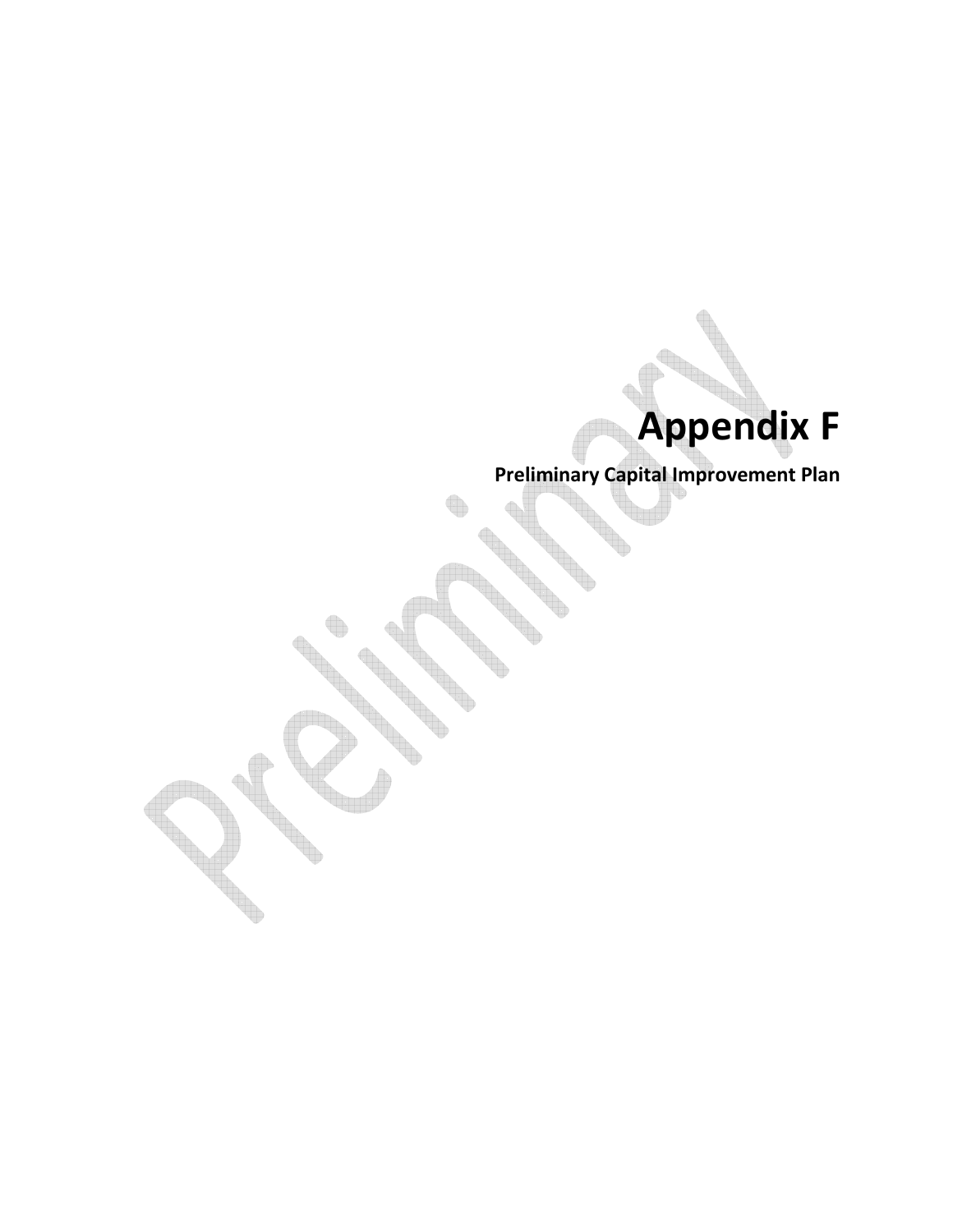# Appendix F

**Preliminary Capital Improvement Plan**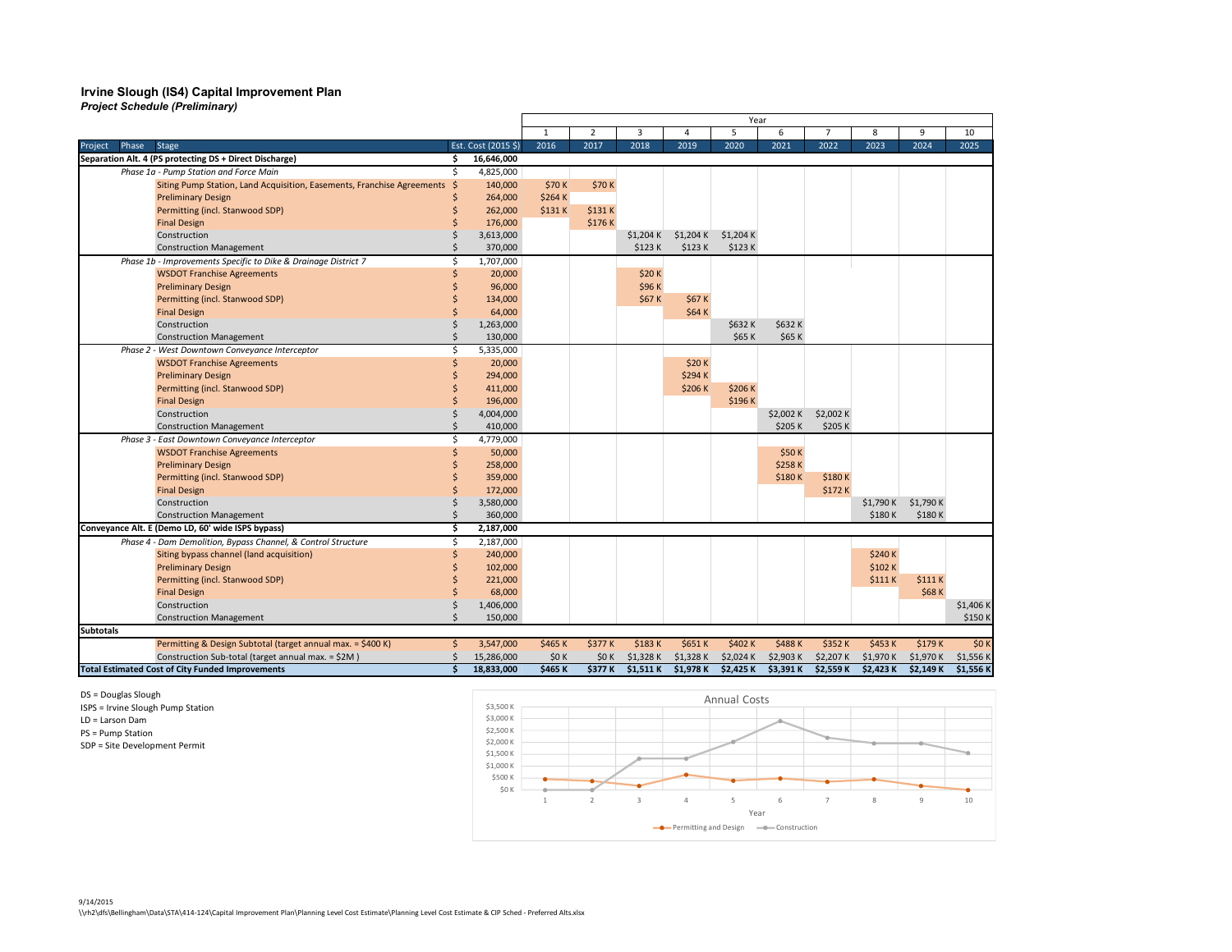# Irvine Slough (IS4) Capital Improvement Plan

*Project Schedule (Preliminary)*

| Project | Phase | Stage | Est. Cost (2015 $) | Year 1 2016 | 2 2017 | 3 2018 | 4 2019 | 5 2020 | 6 2021 | 7 2022 | 8 2023 | 9 2024 | 10 2025 |
|---|---|---|---|---|---|---|---|---|---|---|---|---|---|
| **Separation Alt. 4 (PS protecting DS + Direct Discharge)** | | | **$ 16,646,000** | | | | | | | | | | |
| | *Phase 1a - Pump Station and Force Main* | | $ 4,825,000 | | | | | | | | | | |
| | | Siting Pump Station, Land Acquisition, Easements, Franchise Agreements | $ 140,000 | $70 K | $70 K | | | | | | | | |
| | | Preliminary Design | $ 264,000 | $264 K | | | | | | | | | |
| | | Permitting (incl. Stanwood SDP) | $ 262,000 | $131 K | $131 K | | | | | | | | |
| | | Final Design | $ 176,000 | | $176 K | | | | | | | | |
| | | Construction | $ 3,613,000 | | | $1,204 K | $1,204 K | $1,204 K | | | | | |
| | | Construction Management | $ 370,000 | | | $123 K | $123 K | $123 K | | | | | |
| | *Phase 1b - Improvements Specific to Dike & Drainage District 7* | | $ 1,707,000 | | | | | | | | | | |
| | | WSDOT Franchise Agreements | $ 20,000 | | | $20 K | | | | | | | |
| | | Preliminary Design | $ 96,000 | | | $96 K | | | | | | | |
| | | Permitting (incl. Stanwood SDP) | $ 134,000 | | | $67 K | $67 K | | | | | | |
| | | Final Design | $ 64,000 | | | | $64 K | | | | | | |
| | | Construction | $ 1,263,000 | | | | | $632 K | $632 K | | | | |
| | | Construction Management | $ 130,000 | | | | | $65 K | $65 K | | | | |
| | *Phase 2 - West Downtown Conveyance Interceptor* | | $ 5,335,000 | | | | | | | | | | |
| | | WSDOT Franchise Agreements | $ 20,000 | | | | $20 K | | | | | | |
| | | Preliminary Design | $ 294,000 | | | | $294 K | | | | | | |
| | | Permitting (incl. Stanwood SDP) | $ 411,000 | | | | $206 K | $206 K | | | | | |
| | | Final Design | $ 196,000 | | | | | $196 K | | | | | |
| | | Construction | $ 4,004,000 | | | | | | $2,002 K | $2,002 K | | | |
| | | Construction Management | $ 410,000 | | | | | | $205 K | $205 K | | | |
| | *Phase 3 - East Downtown Conveyance Interceptor* | | $ 4,779,000 | | | | | | | | | | |
| | | WSDOT Franchise Agreements | $ 50,000 | | | | | | $50 K | | | | |
| | | Preliminary Design | $ 258,000 | | | | | | $258 K | | | | |
| | | Permitting (incl. Stanwood SDP) | $ 359,000 | | | | | | $180 K | $180 K | | | |
| | | Final Design | $ 172,000 | | | | | | | $172 K | | | |
| | | Construction | $ 3,580,000 | | | | | | | | $1,790 K | $1,790 K | |
| | | Construction Management | $ 360,000 | | | | | | | | $180 K | $180 K | |
| **Conveyance Alt. E (Demo LD, 60' wide ISPS bypass)** | | | **$ 2,187,000** | | | | | | | | | | |
| | *Phase 4 - Dam Demolition, Bypass Channel, & Control Structure* | | $ 2,187,000 | | | | | | | | | | |
| | | Siting bypass channel (land acquisition) | $ 240,000 | | | | | | | | $240 K | | |
| | | Preliminary Design | $ 102,000 | | | | | | | | $102 K | | |
| | | Permitting (incl. Stanwood SDP) | $ 221,000 | | | | | | | | $111 K | $111 K | |
| | | Final Design | $ 68,000 | | | | | | | | | $68 K | |
| | | Construction | $ 1,406,000 | | | | | | | | | | $1,406 K |
| | | Construction Management | $ 150,000 | | | | | | | | | | $150 K |
| **Subtotals** | | | | | | | | | | | | | |
| | | Permitting & Design Subtotal (target annual max. = $400 K) | $ 3,547,000 | $465 K | $377 K | $183 K | $651 K | $402 K | $488 K | $352 K | $453 K | $179 K | $0 K |
| | | Construction Sub-total (target annual max. = $2M ) | $ 15,286,000 | $0 K | $0 K | $1,328 K | $1,328 K | $2,024 K | $2,903 K | $2,207 K | $1,970 K | $1,970 K | $1,556 K |
| **Total Estimated Cost of City Funded Improvements** | | | **$ 18,833,000** | **$465 K** | **$377 K** | **$1,511 K** | **$1,978 K** | **$2,425 K** | **$3,391 K** | **$2,559 K** | **$2,423 K** | **$2,149 K** | **$1,556 K** |

DS = Douglas Slough
ISPS = Irvine Slough Pump Station
LD = Larson Dam
PS = Pump Station
SDP = Site Development Permit

**Annual Costs** (chart: Permitting and Design; Construction — by Year 1–10)

9/14/2015
\\rh2\dfs\Bellingham\Data\STA\414-124\Capital Improvement Plan\Planning Level Cost Estimate\Planning Level Cost Estimate & CIP Sched - Preferred Alts.xlsx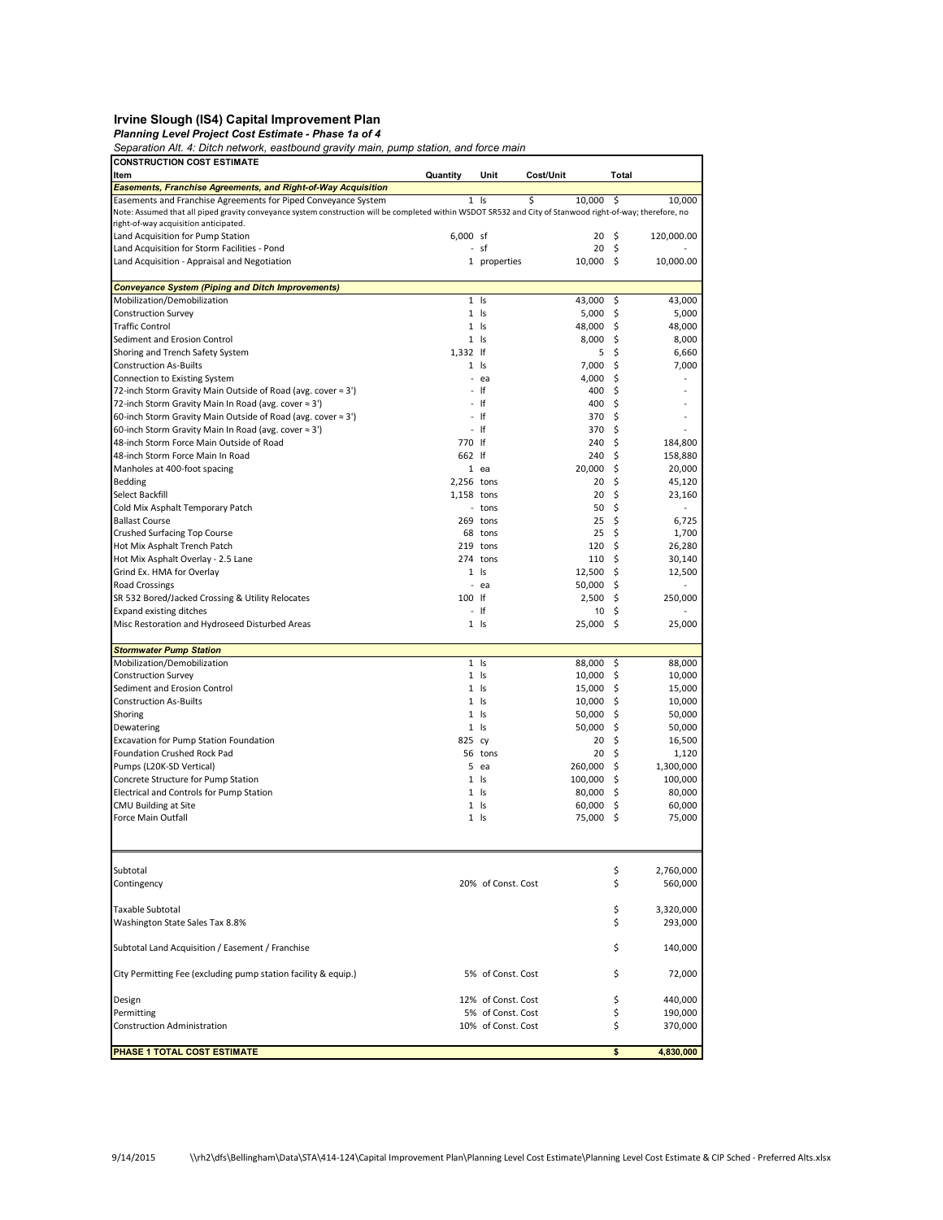# Irvine Slough (IS4) Capital Improvement Plan

***Planning Level Project Cost Estimate - Phase 1a of 4***

*Separation Alt. 4: Ditch network, eastbound gravity main, pump station, and force main*

| **CONSTRUCTION COST ESTIMATE** | | | | |
|---|---|---|---|---|
| **Item** | **Quantity** | **Unit** | **Cost/Unit** | **Total** |
| ***Easements, Franchise Agreements, and Right-of-Way Acquisition*** | | | | |
| Easements and Franchise Agreements for Piped Conveyance System | 1 | ls | $ 10,000 | $ 10,000 |
| Note: Assumed that all piped gravity conveyance system construction will be completed within WSDOT SR532 and City of Stanwood right-of-way; therefore, no right-of-way acquisition anticipated. | | | | |
| Land Acquisition for Pump Station | 6,000 | sf | 20 | $ 120,000.00 |
| Land Acquisition for Storm Facilities - Pond | - | sf | 20 | $ - |
| Land Acquisition - Appraisal and Negotiation | 1 | properties | 10,000 | $ 10,000.00 |
| ***Conveyance System (Piping and Ditch Improvements)*** | | | | |
| Mobilization/Demobilization | 1 | ls | 43,000 | $ 43,000 |
| Construction Survey | 1 | ls | 5,000 | $ 5,000 |
| Traffic Control | 1 | ls | 48,000 | $ 48,000 |
| Sediment and Erosion Control | 1 | ls | 8,000 | $ 8,000 |
| Shoring and Trench Safety System | 1,332 | lf | 5 | $ 6,660 |
| Construction As-Builts | 1 | ls | 7,000 | $ 7,000 |
| Connection to Existing System | - | ea | 4,000 | $ - |
| 72-inch Storm Gravity Main Outside of Road (avg. cover ≈ 3') | - | lf | 400 | $ - |
| 72-inch Storm Gravity Main In Road (avg. cover ≈ 3') | - | lf | 400 | $ - |
| 60-inch Storm Gravity Main Outside of Road (avg. cover ≈ 3') | - | lf | 370 | $ - |
| 60-inch Storm Gravity Main In Road (avg. cover ≈ 3') | - | lf | 370 | $ - |
| 48-inch Storm Force Main Outside of Road | 770 | lf | 240 | $ 184,800 |
| 48-inch Storm Force Main In Road | 662 | lf | 240 | $ 158,880 |
| Manholes at 400-foot spacing | 1 | ea | 20,000 | $ 20,000 |
| Bedding | 2,256 | tons | 20 | $ 45,120 |
| Select Backfill | 1,158 | tons | 20 | $ 23,160 |
| Cold Mix Asphalt Temporary Patch | - | tons | 50 | $ - |
| Ballast Course | 269 | tons | 25 | $ 6,725 |
| Crushed Surfacing Top Course | 68 | tons | 25 | $ 1,700 |
| Hot Mix Asphalt Trench Patch | 219 | tons | 120 | $ 26,280 |
| Hot Mix Asphalt Overlay - 2.5 Lane | 274 | tons | 110 | $ 30,140 |
| Grind Ex. HMA for Overlay | 1 | ls | 12,500 | $ 12,500 |
| Road Crossings | - | ea | 50,000 | $ - |
| SR 532 Bored/Jacked Crossing & Utility Relocates | 100 | lf | 2,500 | $ 250,000 |
| Expand existing ditches | - | lf | 10 | $ - |
| Misc Restoration and Hydroseed Disturbed Areas | 1 | ls | 25,000 | $ 25,000 |
| ***Stormwater Pump Station*** | | | | |
| Mobilization/Demobilization | 1 | ls | 88,000 | $ 88,000 |
| Construction Survey | 1 | ls | 10,000 | $ 10,000 |
| Sediment and Erosion Control | 1 | ls | 15,000 | $ 15,000 |
| Construction As-Builts | 1 | ls | 10,000 | $ 10,000 |
| Shoring | 1 | ls | 50,000 | $ 50,000 |
| Dewatering | 1 | ls | 50,000 | $ 50,000 |
| Excavation for Pump Station Foundation | 825 | cy | 20 | $ 16,500 |
| Foundation Crushed Rock Pad | 56 | tons | 20 | $ 1,120 |
| Pumps (L20K-SD Vertical) | 5 | ea | 260,000 | $ 1,300,000 |
| Concrete Structure for Pump Station | 1 | ls | 100,000 | $ 100,000 |
| Electrical and Controls for Pump Station | 1 | ls | 80,000 | $ 80,000 |
| CMU Building at Site | 1 | ls | 60,000 | $ 60,000 |
| Force Main Outfall | 1 | ls | 75,000 | $ 75,000 |
| Subtotal | | | | $ 2,760,000 |
| Contingency | 20% | of Const. Cost | | $ 560,000 |
| Taxable Subtotal | | | | $ 3,320,000 |
| Washington State Sales Tax 8.8% | | | | $ 293,000 |
| Subtotal Land Acquisition / Easement / Franchise | | | | $ 140,000 |
| City Permitting Fee (excluding pump station facility & equip.) | 5% | of Const. Cost | | $ 72,000 |
| Design | 12% | of Const. Cost | | $ 440,000 |
| Permitting | 5% | of Const. Cost | | $ 190,000 |
| Construction Administration | 10% | of Const. Cost | | $ 370,000 |
| **PHASE 1 TOTAL COST ESTIMATE** | | | | **$ 4,830,000** |

9/14/2015 \\rh2\dfs\Bellingham\Data\STA\414-124\Capital Improvement Plan\Planning Level Cost Estimate\Planning Level Cost Estimate & CIP Sched - Preferred Alts.xlsx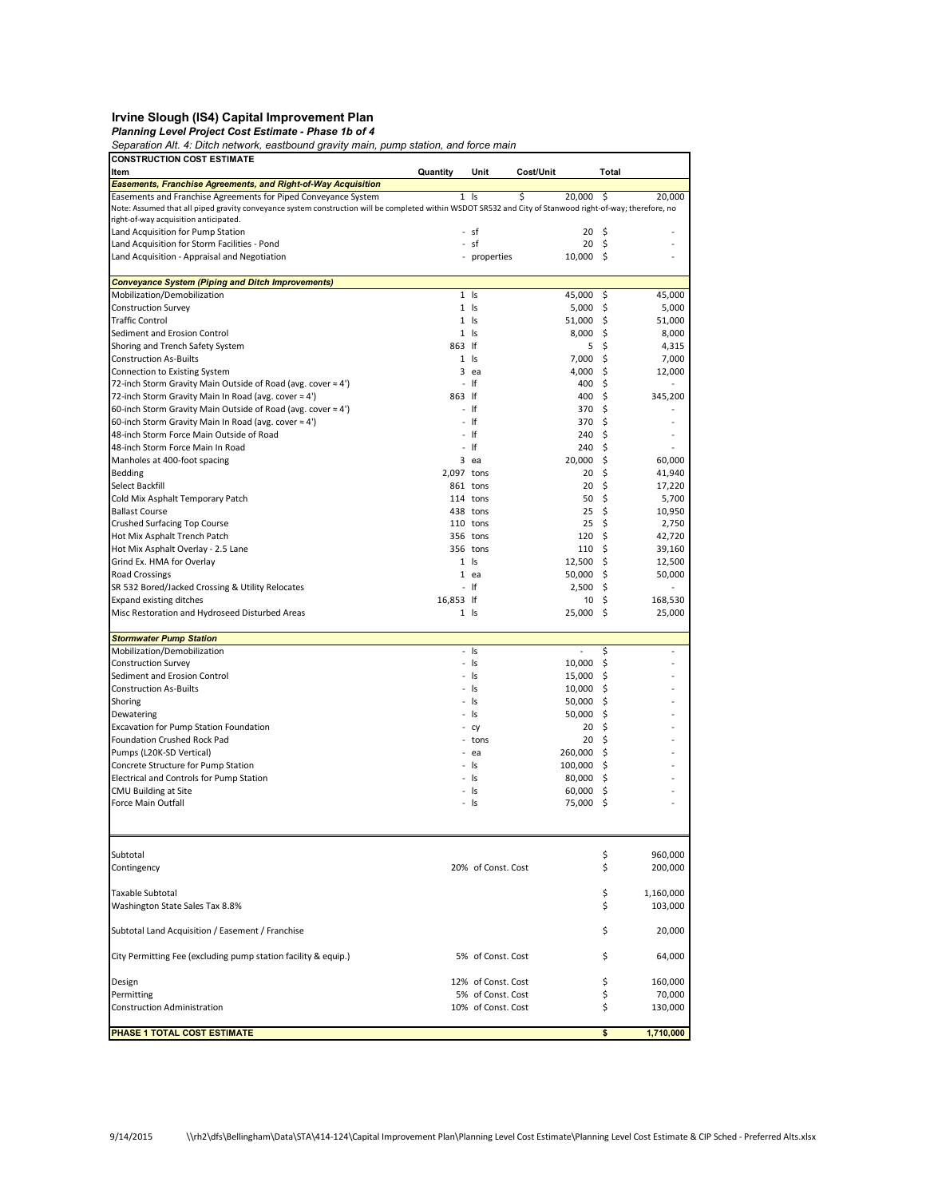## Irvine Slough (IS4) Capital Improvement Plan

***Planning Level Project Cost Estimate - Phase 1b of 4***

*Separation Alt. 4: Ditch network, eastbound gravity main, pump station, and force main*

| CONSTRUCTION COST ESTIMATE | | | | |
|---|---|---|---|---|
| **Item** | **Quantity** | **Unit** | **Cost/Unit** | **Total** |
| ***Easements, Franchise Agreements, and Right-of-Way Acquisition*** | | | | |
| Easements and Franchise Agreements for Piped Conveyance System | 1 | ls | $ 20,000 | $ 20,000 |
| Note: Assumed that all piped gravity conveyance system construction will be completed within WSDOT SR532 and City of Stanwood right-of-way; therefore, no right-of-way acquisition anticipated. | | | | |
| Land Acquisition for Pump Station | - | sf | 20 | $ - |
| Land Acquisition for Storm Facilities - Pond | - | sf | 20 | $ - |
| Land Acquisition - Appraisal and Negotiation | - | properties | 10,000 | $ - |
| ***Conveyance System (Piping and Ditch Improvements)*** | | | | |
| Mobilization/Demobilization | 1 | ls | 45,000 | $ 45,000 |
| Construction Survey | 1 | ls | 5,000 | $ 5,000 |
| Traffic Control | 1 | ls | 51,000 | $ 51,000 |
| Sediment and Erosion Control | 1 | ls | 8,000 | $ 8,000 |
| Shoring and Trench Safety System | 863 | lf | 5 | $ 4,315 |
| Construction As-Builts | 1 | ls | 7,000 | $ 7,000 |
| Connection to Existing System | 3 | ea | 4,000 | $ 12,000 |
| 72-inch Storm Gravity Main Outside of Road (avg. cover ≈ 4') | - | lf | 400 | $ - |
| 72-inch Storm Gravity Main In Road (avg. cover ≈ 4') | 863 | lf | 400 | $ 345,200 |
| 60-inch Storm Gravity Main Outside of Road (avg. cover ≈ 4') | - | lf | 370 | $ - |
| 60-inch Storm Gravity Main In Road (avg. cover ≈ 4') | - | lf | 370 | $ - |
| 48-inch Storm Force Main Outside of Road | - | lf | 240 | $ - |
| 48-inch Storm Force Main In Road | - | lf | 240 | $ - |
| Manholes at 400-foot spacing | 3 | ea | 20,000 | $ 60,000 |
| Bedding | 2,097 | tons | 20 | $ 41,940 |
| Select Backfill | 861 | tons | 20 | $ 17,220 |
| Cold Mix Asphalt Temporary Patch | 114 | tons | 50 | $ 5,700 |
| Ballast Course | 438 | tons | 25 | $ 10,950 |
| Crushed Surfacing Top Course | 110 | tons | 25 | $ 2,750 |
| Hot Mix Asphalt Trench Patch | 356 | tons | 120 | $ 42,720 |
| Hot Mix Asphalt Overlay - 2.5 Lane | 356 | tons | 110 | $ 39,160 |
| Grind Ex. HMA for Overlay | 1 | ls | 12,500 | $ 12,500 |
| Road Crossings | 1 | ea | 50,000 | $ 50,000 |
| SR 532 Bored/Jacked Crossing & Utility Relocates | - | lf | 2,500 | $ - |
| Expand existing ditches | 16,853 | lf | 10 | $ 168,530 |
| Misc Restoration and Hydroseed Disturbed Areas | 1 | ls | 25,000 | $ 25,000 |
| ***Stormwater Pump Station*** | | | | |
| Mobilization/Demobilization | - | ls | - | $ - |
| Construction Survey | - | ls | 10,000 | $ - |
| Sediment and Erosion Control | - | ls | 15,000 | $ - |
| Construction As-Builts | - | ls | 10,000 | $ - |
| Shoring | - | ls | 50,000 | $ - |
| Dewatering | - | ls | 50,000 | $ - |
| Excavation for Pump Station Foundation | - | cy | 20 | $ - |
| Foundation Crushed Rock Pad | - | tons | 20 | $ - |
| Pumps (L20K-SD Vertical) | - | ea | 260,000 | $ - |
| Concrete Structure for Pump Station | - | ls | 100,000 | $ - |
| Electrical and Controls for Pump Station | - | ls | 80,000 | $ - |
| CMU Building at Site | - | ls | 60,000 | $ - |
| Force Main Outfall | - | ls | 75,000 | $ - |
| Subtotal | | | | $ 960,000 |
| Contingency | 20% | of Const. Cost | | $ 200,000 |
| Taxable Subtotal | | | | $ 1,160,000 |
| Washington State Sales Tax 8.8% | | | | $ 103,000 |
| Subtotal Land Acquisition / Easement / Franchise | | | | $ 20,000 |
| City Permitting Fee (excluding pump station facility & equip.) | 5% | of Const. Cost | | $ 64,000 |
| Design | 12% | of Const. Cost | | $ 160,000 |
| Permitting | 5% | of Const. Cost | | $ 70,000 |
| Construction Administration | 10% | of Const. Cost | | $ 130,000 |
| **PHASE 1 TOTAL COST ESTIMATE** | | | | **$ 1,710,000** |

9/14/2015 \\rh2\dfs\Bellingham\Data\STA\414-124\Capital Improvement Plan\Planning Level Cost Estimate\Planning Level Cost Estimate & CIP Sched - Preferred Alts.xlsx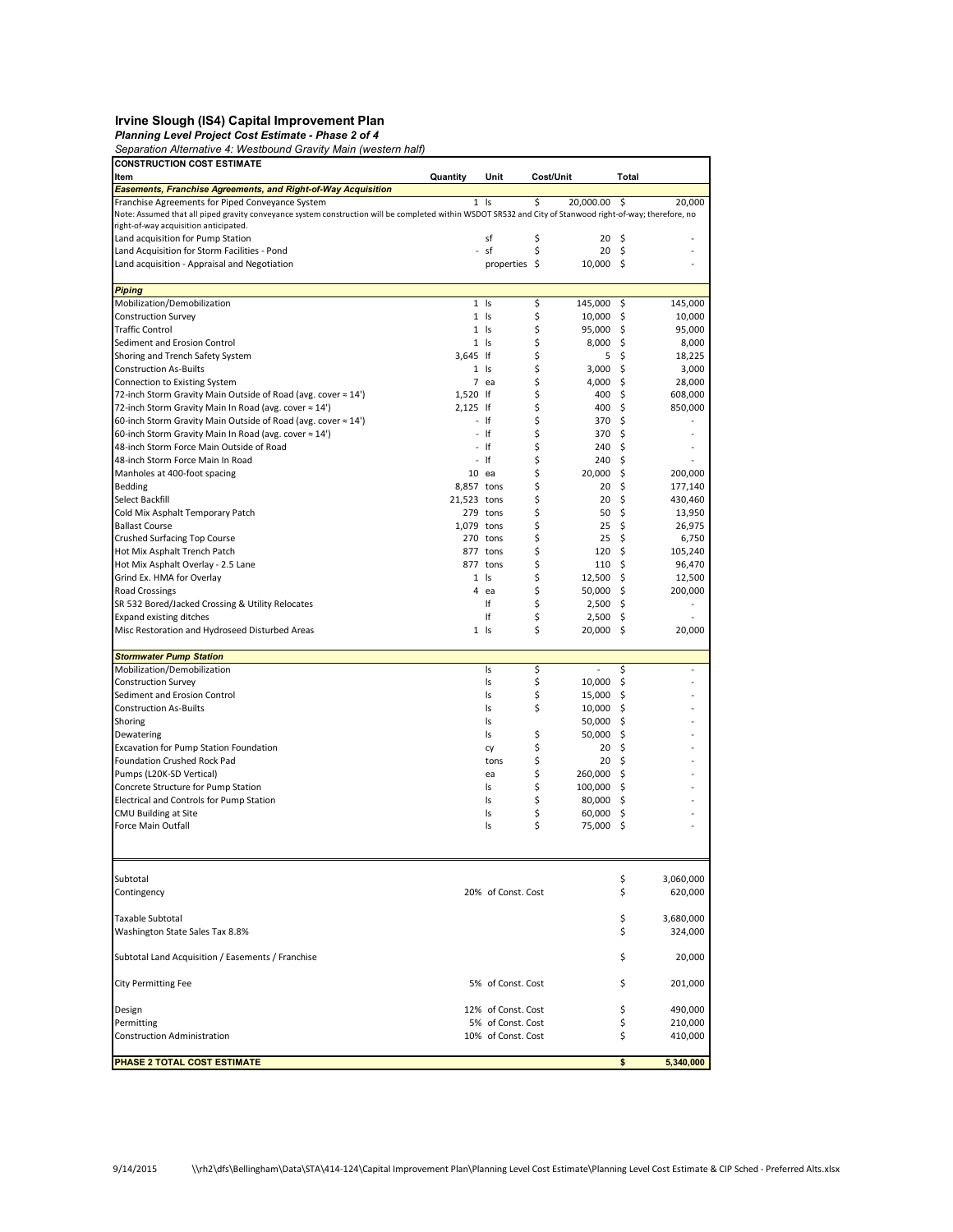# Irvine Slough (IS4) Capital Improvement Plan

***Planning Level Project Cost Estimate - Phase 2 of 4***

*Separation Alternative 4: Westbound Gravity Main (western half)*

| CONSTRUCTION COST ESTIMATE | | | | |
|---|---|---|---|---|
| **Item** | **Quantity** | **Unit** | **Cost/Unit** | **Total** |
| ***Easements, Franchise Agreements, and Right-of-Way Acquisition*** | | | | |
| Franchise Agreements for Piped Conveyance System | 1 | ls | $ 20,000.00 | $ 20,000 |
| Note: Assumed that all piped gravity conveyance system construction will be completed within WSDOT SR532 and City of Stanwood right-of-way; therefore, no right-of-way acquisition anticipated. | | | | |
| Land acquisition for Pump Station | | sf | $ 20 | $ - |
| Land Acquisition for Storm Facilities - Pond | - | sf | $ 20 | $ - |
| Land acquisition - Appraisal and Negotiation | | properties | $ 10,000 | $ - |
| ***Piping*** | | | | |
| Mobilization/Demobilization | 1 | ls | $ 145,000 | $ 145,000 |
| Construction Survey | 1 | ls | $ 10,000 | $ 10,000 |
| Traffic Control | 1 | ls | $ 95,000 | $ 95,000 |
| Sediment and Erosion Control | 1 | ls | $ 8,000 | $ 8,000 |
| Shoring and Trench Safety System | 3,645 | lf | $ 5 | $ 18,225 |
| Construction As-Builts | 1 | ls | $ 3,000 | $ 3,000 |
| Connection to Existing System | 7 | ea | $ 4,000 | $ 28,000 |
| 72-inch Storm Gravity Main Outside of Road (avg. cover ≈ 14') | 1,520 | lf | $ 400 | $ 608,000 |
| 72-inch Storm Gravity Main In Road (avg. cover ≈ 14') | 2,125 | lf | $ 400 | $ 850,000 |
| 60-inch Storm Gravity Main Outside of Road (avg. cover ≈ 14') | - | lf | $ 370 | $ - |
| 60-inch Storm Gravity Main In Road (avg. cover ≈ 14') | - | lf | $ 370 | $ - |
| 48-inch Storm Force Main Outside of Road | - | lf | $ 240 | $ - |
| 48-inch Storm Force Main In Road | - | lf | $ 240 | $ - |
| Manholes at 400-foot spacing | 10 | ea | $ 20,000 | $ 200,000 |
| Bedding | 8,857 | tons | $ 20 | $ 177,140 |
| Select Backfill | 21,523 | tons | $ 20 | $ 430,460 |
| Cold Mix Asphalt Temporary Patch | 279 | tons | $ 50 | $ 13,950 |
| Ballast Course | 1,079 | tons | $ 25 | $ 26,975 |
| Crushed Surfacing Top Course | 270 | tons | $ 25 | $ 6,750 |
| Hot Mix Asphalt Trench Patch | 877 | tons | $ 120 | $ 105,240 |
| Hot Mix Asphalt Overlay - 2.5 Lane | 877 | tons | $ 110 | $ 96,470 |
| Grind Ex. HMA for Overlay | 1 | ls | $ 12,500 | $ 12,500 |
| Road Crossings | 4 | ea | $ 50,000 | $ 200,000 |
| SR 532 Bored/Jacked Crossing & Utility Relocates | | lf | $ 2,500 | $ - |
| Expand existing ditches | | lf | $ 2,500 | $ - |
| Misc Restoration and Hydroseed Disturbed Areas | 1 | ls | $ 20,000 | $ 20,000 |
| ***Stormwater Pump Station*** | | | | |
| Mobilization/Demobilization | | ls | $ - | $ - |
| Construction Survey | | ls | $ 10,000 | $ - |
| Sediment and Erosion Control | | ls | $ 15,000 | $ - |
| Construction As-Builts | | ls | $ 10,000 | $ - |
| Shoring | | ls | 50,000 | $ - |
| Dewatering | | ls | $ 50,000 | $ - |
| Excavation for Pump Station Foundation | | cy | $ 20 | $ - |
| Foundation Crushed Rock Pad | | tons | $ 20 | $ - |
| Pumps (L20K-SD Vertical) | | ea | $ 260,000 | $ - |
| Concrete Structure for Pump Station | | ls | $ 100,000 | $ - |
| Electrical and Controls for Pump Station | | ls | $ 80,000 | $ - |
| CMU Building at Site | | ls | $ 60,000 | $ - |
| Force Main Outfall | | ls | $ 75,000 | $ - |
| Subtotal | | | | $ 3,060,000 |
| Contingency | | 20% of Const. Cost | | $ 620,000 |
| Taxable Subtotal | | | | $ 3,680,000 |
| Washington State Sales Tax 8.8% | | | | $ 324,000 |
| Subtotal Land Acquisition / Easements / Franchise | | | | $ 20,000 |
| City Permitting Fee | | 5% of Const. Cost | | $ 201,000 |
| Design | | 12% of Const. Cost | | $ 490,000 |
| Permitting | | 5% of Const. Cost | | $ 210,000 |
| Construction Administration | | 10% of Const. Cost | | $ 410,000 |
| **PHASE 2 TOTAL COST ESTIMATE** | | | | **$ 5,340,000** |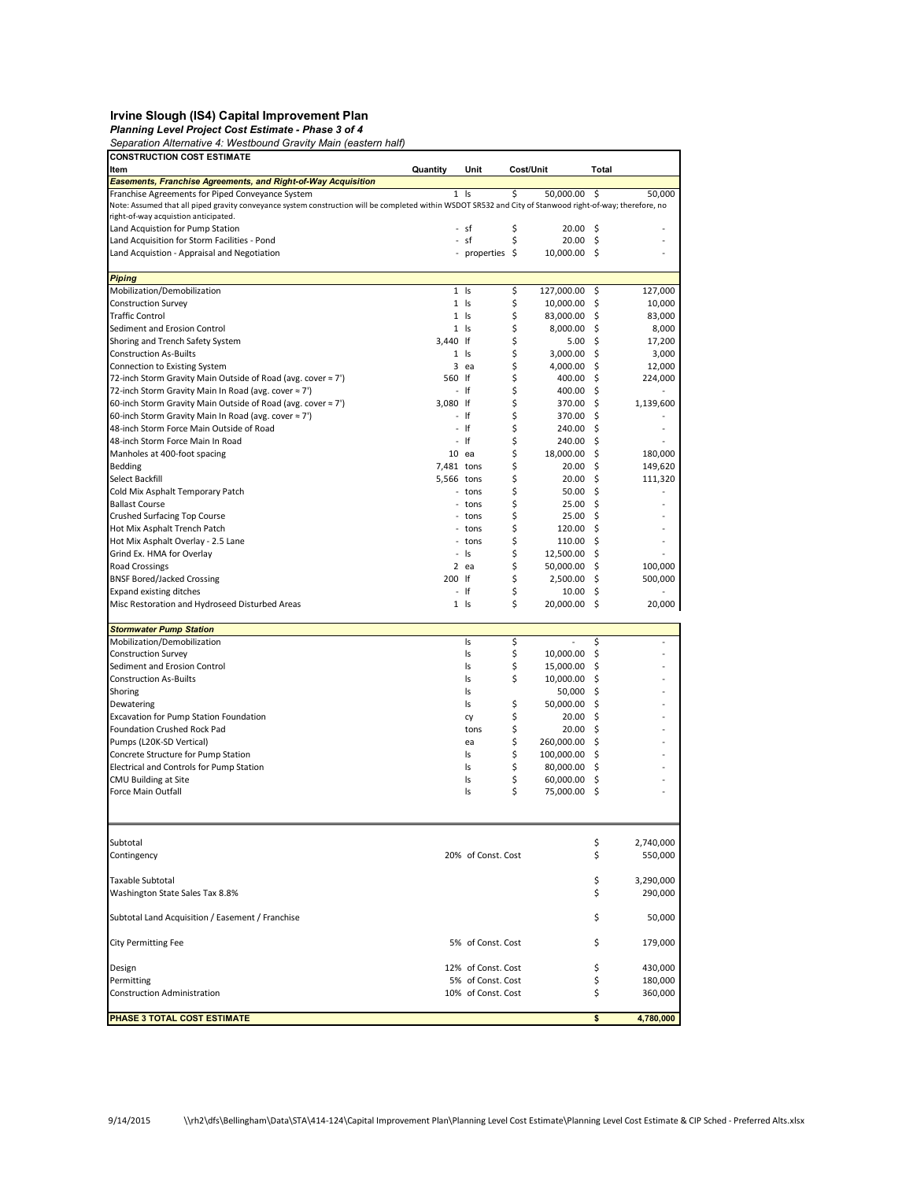# Irvine Slough (IS4) Capital Improvement Plan

***Planning Level Project Cost Estimate - Phase 3 of 4***

*Separation Alternative 4: Westbound Gravity Main (eastern half)*

| CONSTRUCTION COST ESTIMATE | | | | |
|---|---|---|---|---|
| **Item** | **Quantity** | **Unit** | **Cost/Unit** | **Total** |
| ***Easements, Franchise Agreements, and Right-of-Way Acquisition*** | | | | |
| Franchise Agreements for Piped Conveyance System | 1 | ls | $ 50,000.00 | $ 50,000 |
| Note: Assumed that all piped gravity conveyance system construction will be completed within WSDOT SR532 and City of Stanwood right-of-way; therefore, no right-of-way acquistion anticipated. | | | | |
| Land Acquistion for Pump Station | - | sf | $ 20.00 | $ - |
| Land Acquisition for Storm Facilities - Pond | - | sf | $ 20.00 | $ - |
| Land Acquistion - Appraisal and Negotiation | - | properties | $ 10,000.00 | $ - |
| ***Piping*** | | | | |
| Mobilization/Demobilization | 1 | ls | $ 127,000.00 | $ 127,000 |
| Construction Survey | 1 | ls | $ 10,000.00 | $ 10,000 |
| Traffic Control | 1 | ls | $ 83,000.00 | $ 83,000 |
| Sediment and Erosion Control | 1 | ls | $ 8,000.00 | $ 8,000 |
| Shoring and Trench Safety System | 3,440 | lf | $ 5.00 | $ 17,200 |
| Construction As-Builts | 1 | ls | $ 3,000.00 | $ 3,000 |
| Connection to Existing System | 3 | ea | $ 4,000.00 | $ 12,000 |
| 72-inch Storm Gravity Main Outside of Road (avg. cover ≈ 7') | 560 | lf | $ 400.00 | $ 224,000 |
| 72-inch Storm Gravity Main In Road (avg. cover ≈ 7') | - | lf | $ 400.00 | $ - |
| 60-inch Storm Gravity Main Outside of Road (avg. cover ≈ 7') | 3,080 | lf | $ 370.00 | $ 1,139,600 |
| 60-inch Storm Gravity Main In Road (avg. cover ≈ 7') | - | lf | $ 370.00 | $ - |
| 48-inch Storm Force Main Outside of Road | - | lf | $ 240.00 | $ - |
| 48-inch Storm Force Main In Road | - | lf | $ 240.00 | $ - |
| Manholes at 400-foot spacing | 10 | ea | $ 18,000.00 | $ 180,000 |
| Bedding | 7,481 | tons | $ 20.00 | $ 149,620 |
| Select Backfill | 5,566 | tons | $ 20.00 | $ 111,320 |
| Cold Mix Asphalt Temporary Patch | - | tons | $ 50.00 | $ - |
| Ballast Course | - | tons | $ 25.00 | $ - |
| Crushed Surfacing Top Course | - | tons | $ 25.00 | $ - |
| Hot Mix Asphalt Trench Patch | - | tons | $ 120.00 | $ - |
| Hot Mix Asphalt Overlay - 2.5 Lane | - | tons | $ 110.00 | $ - |
| Grind Ex. HMA for Overlay | - | ls | $ 12,500.00 | $ - |
| Road Crossings | 2 | ea | $ 50,000.00 | $ 100,000 |
| BNSF Bored/Jacked Crossing | 200 | lf | $ 2,500.00 | $ 500,000 |
| Expand existing ditches | - | lf | $ 10.00 | $ - |
| Misc Restoration and Hydroseed Disturbed Areas | 1 | ls | $ 20,000.00 | $ 20,000 |
| ***Stormwater Pump Station*** | | | | |
| Mobilization/Demobilization | | ls | $ - | $ - |
| Construction Survey | | ls | $ 10,000.00 | $ - |
| Sediment and Erosion Control | | ls | $ 15,000.00 | $ - |
| Construction As-Builts | | ls | $ 10,000.00 | $ - |
| Shoring | | ls | 50,000 | $ - |
| Dewatering | | ls | $ 50,000.00 | $ - |
| Excavation for Pump Station Foundation | | cy | $ 20.00 | $ - |
| Foundation Crushed Rock Pad | | tons | $ 20.00 | $ - |
| Pumps (L20K-SD Vertical) | | ea | $ 260,000.00 | $ - |
| Concrete Structure for Pump Station | | ls | $ 100,000.00 | $ - |
| Electrical and Controls for Pump Station | | ls | $ 80,000.00 | $ - |
| CMU Building at Site | | ls | $ 60,000.00 | $ - |
| Force Main Outfall | | ls | $ 75,000.00 | $ - |
| Subtotal | | | | $ 2,740,000 |
| Contingency | | 20% of Const. Cost | | $ 550,000 |
| Taxable Subtotal | | | | $ 3,290,000 |
| Washington State Sales Tax 8.8% | | | | $ 290,000 |
| Subtotal Land Acquisition / Easement / Franchise | | | | $ 50,000 |
| City Permitting Fee | | 5% of Const. Cost | | $ 179,000 |
| Design | | 12% of Const. Cost | | $ 430,000 |
| Permitting | | 5% of Const. Cost | | $ 180,000 |
| Construction Administration | | 10% of Const. Cost | | $ 360,000 |
| **PHASE 3 TOTAL COST ESTIMATE** | | | | **$ 4,780,000** |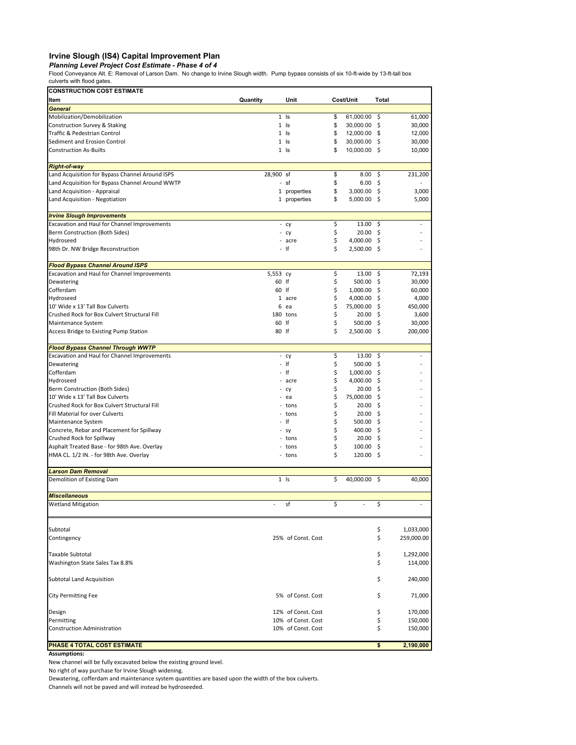## Irvine Slough (IS4) Capital Improvement Plan

***Planning Level Project Cost Estimate - Phase 4 of 4***

Flood Conveyance Alt. E: Removal of Larson Dam. No change to Irvine Slough width. Pump bypass consists of six 10-ft-wide by 13-ft-tall box culverts with flood gates.

| **CONSTRUCTION COST ESTIMATE** | | | | |
|---|---|---|---|---|
| **Item** | **Quantity** | **Unit** | **Cost/Unit** | **Total** |
| ***General*** | | | | |
| Mobilization/Demobilization | 1 | ls | $ 61,000.00 | $ 61,000 |
| Construction Survey & Staking | 1 | ls | $ 30,000.00 | $ 30,000 |
| Traffic & Pedestrian Control | 1 | ls | $ 12,000.00 | $ 12,000 |
| Sediment and Erosion Control | 1 | ls | $ 30,000.00 | $ 30,000 |
| Construction As-Builts | 1 | ls | $ 10,000.00 | $ 10,000 |
| ***Right-of-way*** | | | | |
| Land Acquisition for Bypass Channel Around ISPS | 28,900 | sf | $ 8.00 | $ 231,200 |
| Land Acquisition for Bypass Channel Around WWTP | - | sf | $ 6.00 | $ - |
| Land Acquisition - Appraisal | 1 | properties | $ 3,000.00 | $ 3,000 |
| Land Acquisition - Negotiation | 1 | properties | $ 5,000.00 | $ 5,000 |
| ***Irvine Slough Improvements*** | | | | |
| Excavation and Haul for Channel Improvements | - | cy | $ 13.00 | $ - |
| Berm Construction (Both Sides) | - | cy | $ 20.00 | $ - |
| Hydroseed | - | acre | $ 4,000.00 | $ - |
| 98th Dr. NW Bridge Reconstruction | - | lf | $ 2,500.00 | $ - |
| ***Flood Bypass Channel Around ISPS*** | | | | |
| Excavation and Haul for Channel Improvements | 5,553 | cy | $ 13.00 | $ 72,193 |
| Dewatering | 60 | lf | $ 500.00 | $ 30,000 |
| Cofferdam | 60 | lf | $ 1,000.00 | $ 60,000 |
| Hydroseed | 1 | acre | $ 4,000.00 | $ 4,000 |
| 10' Wide x 13' Tall Box Culverts | 6 | ea | $ 75,000.00 | $ 450,000 |
| Crushed Rock for Box Culvert Structural Fill | 180 | tons | $ 20.00 | $ 3,600 |
| Maintenance System | 60 | lf | $ 500.00 | $ 30,000 |
| Access Bridge to Existing Pump Station | 80 | lf | $ 2,500.00 | $ 200,000 |
| ***Flood Bypass Channel Through WWTP*** | | | | |
| Excavation and Haul for Channel Improvements | - | cy | $ 13.00 | $ - |
| Dewatering | - | lf | $ 500.00 | $ - |
| Cofferdam | - | lf | $ 1,000.00 | $ - |
| Hydroseed | - | acre | $ 4,000.00 | $ - |
| Berm Construction (Both Sides) | - | cy | $ 20.00 | $ - |
| 10' Wide x 13' Tall Box Culverts | - | ea | $ 75,000.00 | $ - |
| Crushed Rock for Box Culvert Structural Fill | - | tons | $ 20.00 | $ - |
| Fill Material for over Culverts | - | tons | $ 20.00 | $ - |
| Maintenance System | - | lf | $ 500.00 | $ - |
| Concrete, Rebar and Placement for Spillway | - | sy | $ 400.00 | $ - |
| Crushed Rock for Spillway | - | tons | $ 20.00 | $ - |
| Asphalt Treated Base - for 98th Ave. Overlay | - | tons | $ 100.00 | $ - |
| HMA CL. 1/2 IN. - for 98th Ave. Overlay | - | tons | $ 120.00 | $ - |
| ***Larson Dam Removal*** | | | | |
| Demolition of Existing Dam | 1 | ls | $ 40,000.00 | $ 40,000 |
| ***Miscellaneous*** | | | | |
| Wetland Mitigation | - | sf | $ - | $ - |
| Subtotal | | | | $ 1,033,000 |
| Contingency | | 25% of Const. Cost | | $ 259,000.00 |
| Taxable Subtotal | | | | $ 1,292,000 |
| Washington State Sales Tax 8.8% | | | | $ 114,000 |
| Subtotal Land Acquisition | | | | $ 240,000 |
| City Permitting Fee | | 5% of Const. Cost | | $ 71,000 |
| Design | | 12% of Const. Cost | | $ 170,000 |
| Permitting | | 10% of Const. Cost | | $ 150,000 |
| Construction Administration | | 10% of Const. Cost | | $ 150,000 |
| **PHASE 4 TOTAL COST ESTIMATE** | | | | **$ 2,190,000** |

**Assumptions:**

New channel will be fully excavated below the existing ground level.

No right of way purchase for Irvine Slough widening.

Dewatering, cofferdam and maintenance system quantities are based upon the width of the box culverts.

Channels will not be paved and will instead be hydroseeded.